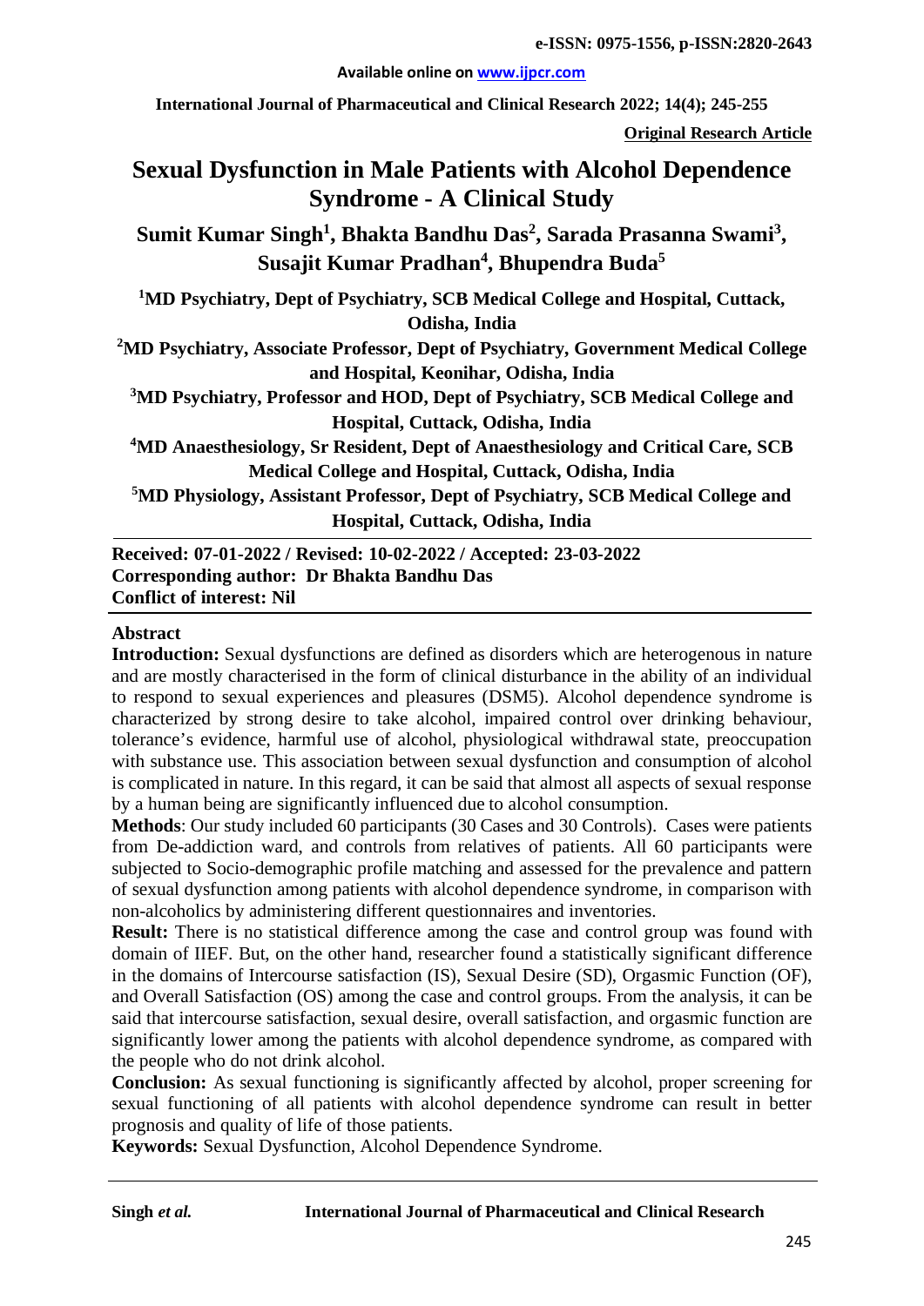**Original Research Article**

# Sexual Dysfunction in Male Patients with Alcohol Dependence Syndrome - A Clinical Study

**Sumit Kumar Singh[1], Bhakta Bandhu Das[2], Sarada Prasanna Swami[3], Susajit Kumar Pradhan[4], Bhupendra Buda[5]**

[1]MD Psychiatry, Dept of Psychiatry, SCB Medical College and Hospital, Cuttack, Odisha, India

[2]MD Psychiatry, Associate Professor, Dept of Psychiatry, Government Medical College and Hospital, Keonihar, Odisha, India

[3]MD Psychiatry, Professor and HOD, Dept of Psychiatry, SCB Medical College and Hospital, Cuttack, Odisha, India

[4]MD Anaesthesiology, Sr Resident, Dept of Anaesthesiology and Critical Care, SCB Medical College and Hospital, Cuttack, Odisha, India

[5]MD Physiology, Assistant Professor, Dept of Psychiatry, SCB Medical College and Hospital, Cuttack, Odisha, India

**Received: 07-01-2022 / Revised: 10-02-2022 / Accepted: 23-03-2022**
**Corresponding author: Dr Bhakta Bandhu Das**
**Conflict of interest: Nil**

## Abstract

**Introduction:** Sexual dysfunctions are defined as disorders which are heterogenous in nature and are mostly characterised in the form of clinical disturbance in the ability of an individual to respond to sexual experiences and pleasures (DSM5). Alcohol dependence syndrome is characterized by strong desire to take alcohol, impaired control over drinking behaviour, tolerance's evidence, harmful use of alcohol, physiological withdrawal state, preoccupation with substance use. This association between sexual dysfunction and consumption of alcohol is complicated in nature. In this regard, it can be said that almost all aspects of sexual response by a human being are significantly influenced due to alcohol consumption.

**Methods**: Our study included 60 participants (30 Cases and 30 Controls). Cases were patients from De-addiction ward, and controls from relatives of patients. All 60 participants were subjected to Socio-demographic profile matching and assessed for the prevalence and pattern of sexual dysfunction among patients with alcohol dependence syndrome, in comparison with non-alcoholics by administering different questionnaires and inventories.

**Result:** There is no statistical difference among the case and control group was found with domain of IIEF. But, on the other hand, researcher found a statistically significant difference in the domains of Intercourse satisfaction (IS), Sexual Desire (SD), Orgasmic Function (OF), and Overall Satisfaction (OS) among the case and control groups. From the analysis, it can be said that intercourse satisfaction, sexual desire, overall satisfaction, and orgasmic function are significantly lower among the patients with alcohol dependence syndrome, as compared with the people who do not drink alcohol.

**Conclusion:** As sexual functioning is significantly affected by alcohol, proper screening for sexual functioning of all patients with alcohol dependence syndrome can result in better prognosis and quality of life of those patients.

**Keywords:** Sexual Dysfunction, Alcohol Dependence Syndrome.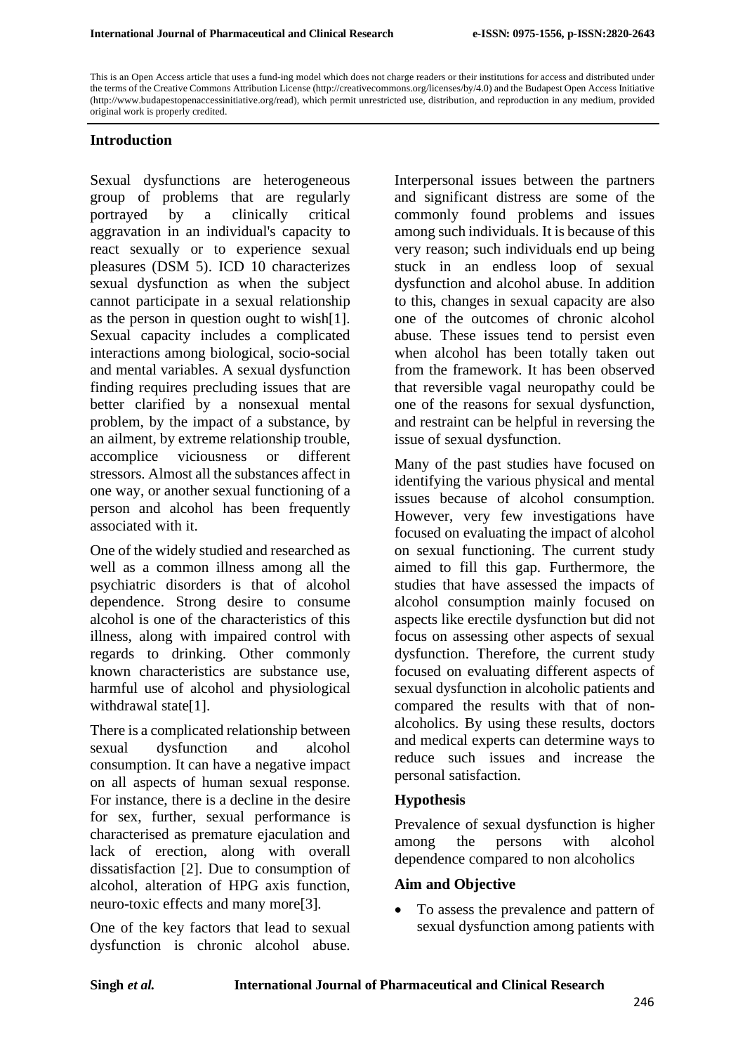This is an Open Access article that uses a fund-ing model which does not charge readers or their institutions for access and distributed under the terms of the Creative Commons Attribution License (http://creativecommons.org/licenses/by/4.0) and the Budapest Open Access Initiative (http://www.budapestopenaccessinitiative.org/read), which permit unrestricted use, distribution, and reproduction in any medium, provided original work is properly credited.

## Introduction

Sexual dysfunctions are heterogeneous group of problems that are regularly portrayed by a clinically critical aggravation in an individual's capacity to react sexually or to experience sexual pleasures (DSM 5). ICD 10 characterizes sexual dysfunction as when the subject cannot participate in a sexual relationship as the person in question ought to wish[1]. Sexual capacity includes a complicated interactions among biological, socio-social and mental variables. A sexual dysfunction finding requires precluding issues that are better clarified by a nonsexual mental problem, by the impact of a substance, by an ailment, by extreme relationship trouble, accomplice viciousness or different stressors. Almost all the substances affect in one way, or another sexual functioning of a person and alcohol has been frequently associated with it.

One of the widely studied and researched as well as a common illness among all the psychiatric disorders is that of alcohol dependence. Strong desire to consume alcohol is one of the characteristics of this illness, along with impaired control with regards to drinking. Other commonly known characteristics are substance use, harmful use of alcohol and physiological withdrawal state[1].

There is a complicated relationship between sexual dysfunction and alcohol consumption. It can have a negative impact on all aspects of human sexual response. For instance, there is a decline in the desire for sex, further, sexual performance is characterised as premature ejaculation and lack of erection, along with overall dissatisfaction [2]. Due to consumption of alcohol, alteration of HPG axis function, neuro-toxic effects and many more[3].

One of the key factors that lead to sexual dysfunction is chronic alcohol abuse. Interpersonal issues between the partners and significant distress are some of the commonly found problems and issues among such individuals. It is because of this very reason; such individuals end up being stuck in an endless loop of sexual dysfunction and alcohol abuse. In addition to this, changes in sexual capacity are also one of the outcomes of chronic alcohol abuse. These issues tend to persist even when alcohol has been totally taken out from the framework. It has been observed that reversible vagal neuropathy could be one of the reasons for sexual dysfunction, and restraint can be helpful in reversing the issue of sexual dysfunction.

Many of the past studies have focused on identifying the various physical and mental issues because of alcohol consumption. However, very few investigations have focused on evaluating the impact of alcohol on sexual functioning. The current study aimed to fill this gap. Furthermore, the studies that have assessed the impacts of alcohol consumption mainly focused on aspects like erectile dysfunction but did not focus on assessing other aspects of sexual dysfunction. Therefore, the current study focused on evaluating different aspects of sexual dysfunction in alcoholic patients and compared the results with that of non-alcoholics. By using these results, doctors and medical experts can determine ways to reduce such issues and increase the personal satisfaction.

### Hypothesis

Prevalence of sexual dysfunction is higher among the persons with alcohol dependence compared to non alcoholics

### Aim and Objective

- To assess the prevalence and pattern of sexual dysfunction among patients with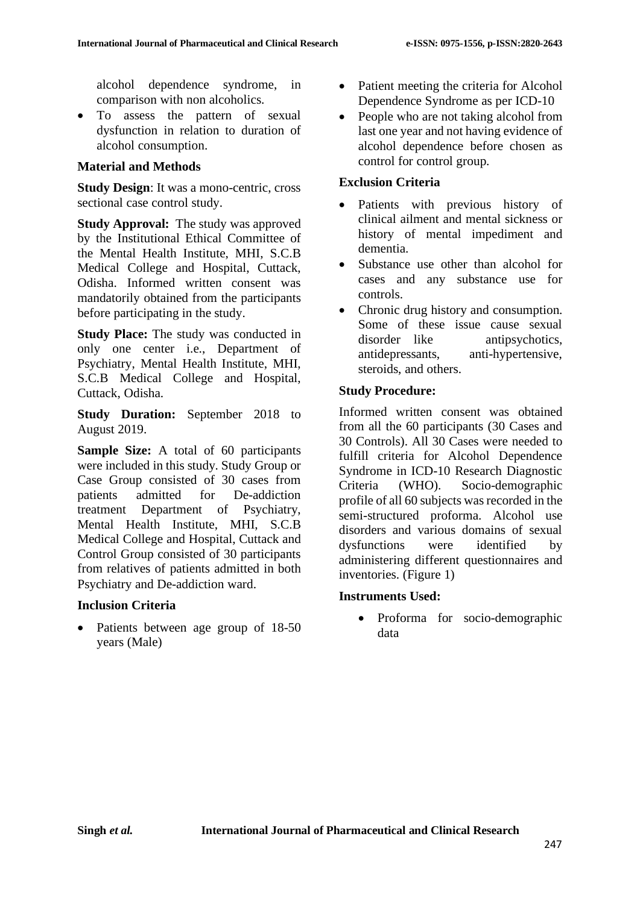alcohol dependence syndrome, in comparison with non alcoholics.

- To assess the pattern of sexual dysfunction in relation to duration of alcohol consumption.

## Material and Methods

**Study Design**: It was a mono-centric, cross sectional case control study.

**Study Approval:** The study was approved by the Institutional Ethical Committee of the Mental Health Institute, MHI, S.C.B Medical College and Hospital, Cuttack, Odisha. Informed written consent was mandatorily obtained from the participants before participating in the study.

**Study Place:** The study was conducted in only one center i.e., Department of Psychiatry, Mental Health Institute, MHI, S.C.B Medical College and Hospital, Cuttack, Odisha.

**Study Duration:** September 2018 to August 2019.

**Sample Size:** A total of 60 participants were included in this study. Study Group or Case Group consisted of 30 cases from patients admitted for De-addiction treatment Department of Psychiatry, Mental Health Institute, MHI, S.C.B Medical College and Hospital, Cuttack and Control Group consisted of 30 participants from relatives of patients admitted in both Psychiatry and De-addiction ward.

### Inclusion Criteria

- Patients between age group of 18-50 years (Male)
- Patient meeting the criteria for Alcohol Dependence Syndrome as per ICD-10
- People who are not taking alcohol from last one year and not having evidence of alcohol dependence before chosen as control for control group.

### Exclusion Criteria

- Patients with previous history of clinical ailment and mental sickness or history of mental impediment and dementia.
- Substance use other than alcohol for cases and any substance use for controls.
- Chronic drug history and consumption. Some of these issue cause sexual disorder like antipsychotics, antidepressants, anti-hypertensive, steroids, and others.

### Study Procedure:

Informed written consent was obtained from all the 60 participants (30 Cases and 30 Controls). All 30 Cases were needed to fulfill criteria for Alcohol Dependence Syndrome in ICD-10 Research Diagnostic Criteria (WHO). Socio-demographic profile of all 60 subjects was recorded in the semi-structured proforma. Alcohol use disorders and various domains of sexual dysfunctions were identified by administering different questionnaires and inventories. (Figure 1)

### Instruments Used:

- Proforma for socio-demographic data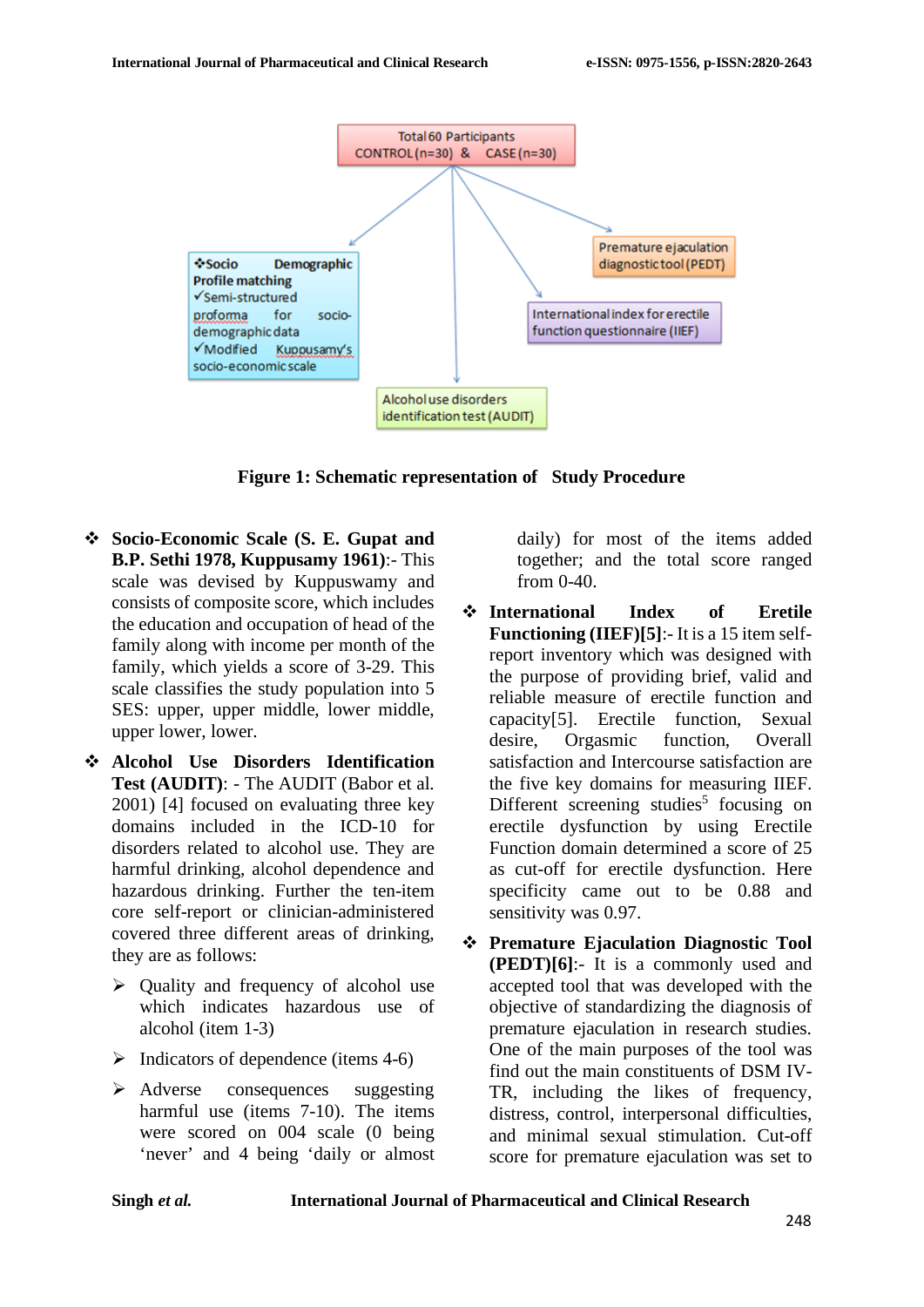Total 60 Participants
CONTROL (n=30) & CASE (n=30)

❖Socio Demographic Profile matching
✓Semi-structured proforma for socio-demographic data
✓Modified Kuppusamy's socio-economic scale

Alcohol use disorders identification test (AUDIT)

International index for erectile function questionnaire (IIEF)

Premature ejaculation diagnostic tool (PEDT)

**Figure 1: Schematic representation of Study Procedure**

- **Socio-Economic Scale (S. E. Gupat and B.P. Sethi 1978, Kuppusamy 1961)**:- This scale was devised by Kuppuswamy and consists of composite score, which includes the education and occupation of head of the family along with income per month of the family, which yields a score of 3-29. This scale classifies the study population into 5 SES: upper, upper middle, lower middle, upper lower, lower.
- **Alcohol Use Disorders Identification Test (AUDIT)**: - The AUDIT (Babor et al. 2001) [4] focused on evaluating three key domains included in the ICD-10 for disorders related to alcohol use. They are harmful drinking, alcohol dependence and hazardous drinking. Further the ten-item core self-report or clinician-administered covered three different areas of drinking, they are as follows:
  - Quality and frequency of alcohol use which indicates hazardous use of alcohol (item 1-3)
  - Indicators of dependence (items 4-6)
  - Adverse consequences suggesting harmful use (items 7-10). The items were scored on 004 scale (0 being 'never' and 4 being 'daily or almost daily) for most of the items added together; and the total score ranged from 0-40.
- **International Index of Eretile Functioning (IIEF)[5]**:- It is a 15 item self-report inventory which was designed with the purpose of providing brief, valid and reliable measure of erectile function and capacity[5]. Erectile function, Sexual desire, Orgasmic function, Overall satisfaction and Intercourse satisfaction are the five key domains for measuring IIEF. Different screening studies[5] focusing on erectile dysfunction by using Erectile Function domain determined a score of 25 as cut-off for erectile dysfunction. Here specificity came out to be 0.88 and sensitivity was 0.97.
- **Premature Ejaculation Diagnostic Tool (PEDT)[6]**:- It is a commonly used and accepted tool that was developed with the objective of standardizing the diagnosis of premature ejaculation in research studies. One of the main purposes of the tool was find out the main constituents of DSM IV-TR, including the likes of frequency, distress, control, interpersonal difficulties, and minimal sexual stimulation. Cut-off score for premature ejaculation was set to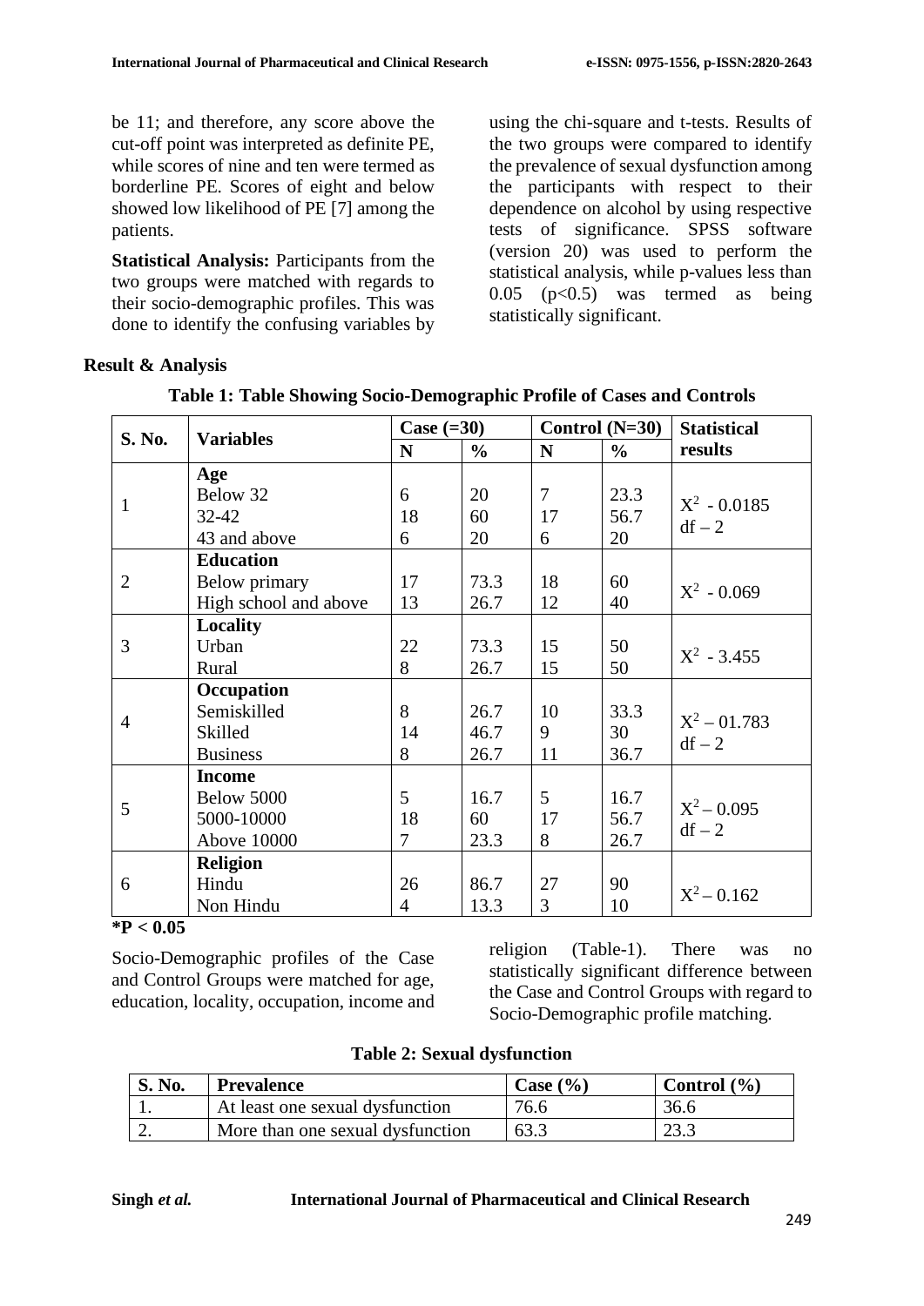be 11; and therefore, any score above the cut-off point was interpreted as definite PE, while scores of nine and ten were termed as borderline PE. Scores of eight and below showed low likelihood of PE [7] among the patients.

**Statistical Analysis:** Participants from the two groups were matched with regards to their socio-demographic profiles. This was done to identify the confusing variables by using the chi-square and t-tests. Results of the two groups were compared to identify the prevalence of sexual dysfunction among the participants with respect to their dependence on alcohol by using respective tests of significance. SPSS software (version 20) was used to perform the statistical analysis, while p-values less than 0.05 ($p<0.5$) was termed as being statistically significant.

## Result & Analysis

**Table 1: Table Showing Socio-Demographic Profile of Cases and Controls**

| S. No. | Variables | Case (=30) | | Control (N=30) | | Statistical results |
|---|---|---|---|---|---|---|
| | | N | % | N | % | |
| 1 | **Age**<br>Below 32<br>32-42<br>43 and above | <br>6<br>18<br>6 | <br>20<br>60<br>20 | <br>7<br>17<br>6 | <br>23.3<br>56.7<br>20 | $X^2$ - 0.0185<br>df – 2 |
| 2 | **Education**<br>Below primary<br>High school and above | <br>17<br>13 | <br>73.3<br>26.7 | <br>18<br>12 | <br>60<br>40 | $X^2$ - 0.069 |
| 3 | **Locality**<br>Urban<br>Rural | <br>22<br>8 | <br>73.3<br>26.7 | <br>15<br>15 | <br>50<br>50 | $X^2$ - 3.455 |
| 4 | **Occupation**<br>Semiskilled<br>Skilled<br>Business | <br>8<br>14<br>8 | <br>26.7<br>46.7<br>26.7 | <br>10<br>9<br>11 | <br>33.3<br>30<br>36.7 | $X^2$ – 01.783<br>df – 2 |
| 5 | **Income**<br>Below 5000<br>5000-10000<br>Above 10000 | <br>5<br>18<br>7 | <br>16.7<br>60<br>23.3 | <br>5<br>17<br>8 | <br>16.7<br>56.7<br>26.7 | $X^2$ – 0.095<br>df – 2 |
| 6 | **Religion**<br>Hindu<br>Non Hindu | <br>26<br>4 | <br>86.7<br>13.3 | <br>27<br>3 | <br>90<br>10 | $X^2$ – 0.162 |

***P < 0.05**

Socio-Demographic profiles of the Case and Control Groups were matched for age, education, locality, occupation, income and religion (Table-1). There was no statistically significant difference between the Case and Control Groups with regard to Socio-Demographic profile matching.

**Table 2: Sexual dysfunction**

| S. No. | Prevalence | Case (%) | Control (%) |
|---|---|---|---|
| 1. | At least one sexual dysfunction | 76.6 | 36.6 |
| 2. | More than one sexual dysfunction | 63.3 | 23.3 |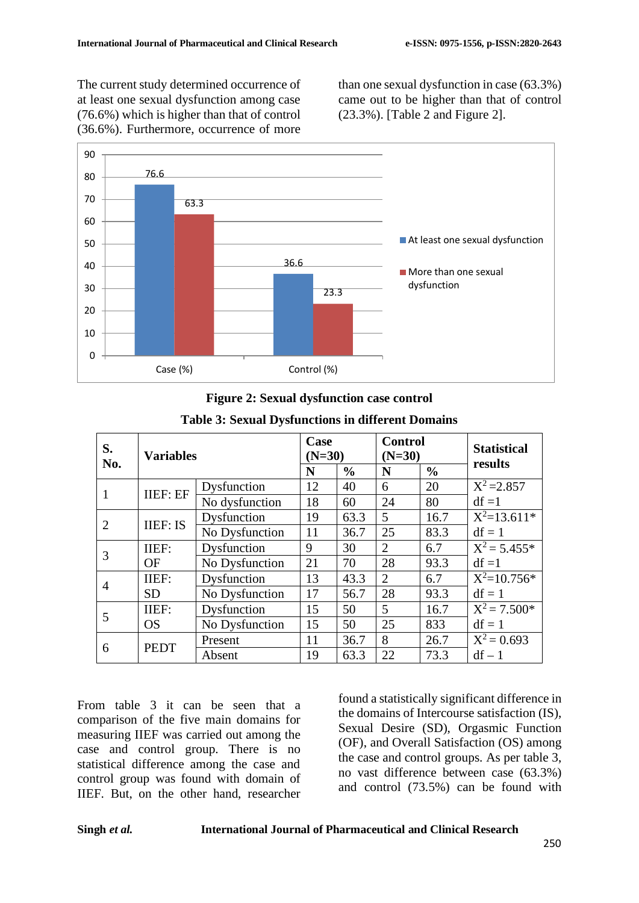The current study determined occurrence of at least one sexual dysfunction among case (76.6%) which is higher than that of control (36.6%). Furthermore, occurrence of more than one sexual dysfunction in case (63.3%) came out to be higher than that of control (23.3%). [Table 2 and Figure 2].

90
80
70
60
50
40
30
20
10
0

76.6
63.3
36.6
23.3

Case (%)
Control (%)

At least one sexual dysfunction
More than one sexual dysfunction

**Figure 2: Sexual dysfunction case control**

**Table 3: Sexual Dysfunctions in different Domains**

| S. No. | Variables | | Case (N=30) | | Control (N=30) | | Statistical results |
|---|---|---|---|---|---|---|---|
| | | | N | % | N | % | |
| 1 | IIEF: EF | Dysfunction | 12 | 40 | 6 | 20 | $X^2$ =2.857 |
| | | No dysfunction | 18 | 60 | 24 | 80 | df =1 |
| 2 | IIEF: IS | Dysfunction | 19 | 63.3 | 5 | 16.7 | $X^2$=13.611* |
| | | No Dysfunction | 11 | 36.7 | 25 | 83.3 | df = 1 |
| 3 | IIEF: OF | Dysfunction | 9 | 30 | 2 | 6.7 | $X^2$ = 5.455* |
| | | No Dysfunction | 21 | 70 | 28 | 93.3 | df =1 |
| 4 | IIEF: SD | Dysfunction | 13 | 43.3 | 2 | 6.7 | $X^2$=10.756* |
| | | No Dysfunction | 17 | 56.7 | 28 | 93.3 | df = 1 |
| 5 | IIEF: OS | Dysfunction | 15 | 50 | 5 | 16.7 | $X^2$ = 7.500* |
| | | No Dysfunction | 15 | 50 | 25 | 833 | df = 1 |
| 6 | PEDT | Present | 11 | 36.7 | 8 | 26.7 | $X^2$ = 0.693 |
| | | Absent | 19 | 63.3 | 22 | 73.3 | df – 1 |

From table 3 it can be seen that a comparison of the five main domains for measuring IIEF was carried out among the case and control group. There is no statistical difference among the case and control group was found with domain of IIEF. But, on the other hand, researcher found a statistically significant difference in the domains of Intercourse satisfaction (IS), Sexual Desire (SD), Orgasmic Function (OF), and Overall Satisfaction (OS) among the case and control groups. As per table 3, no vast difference between case (63.3%) and control (73.5%) can be found with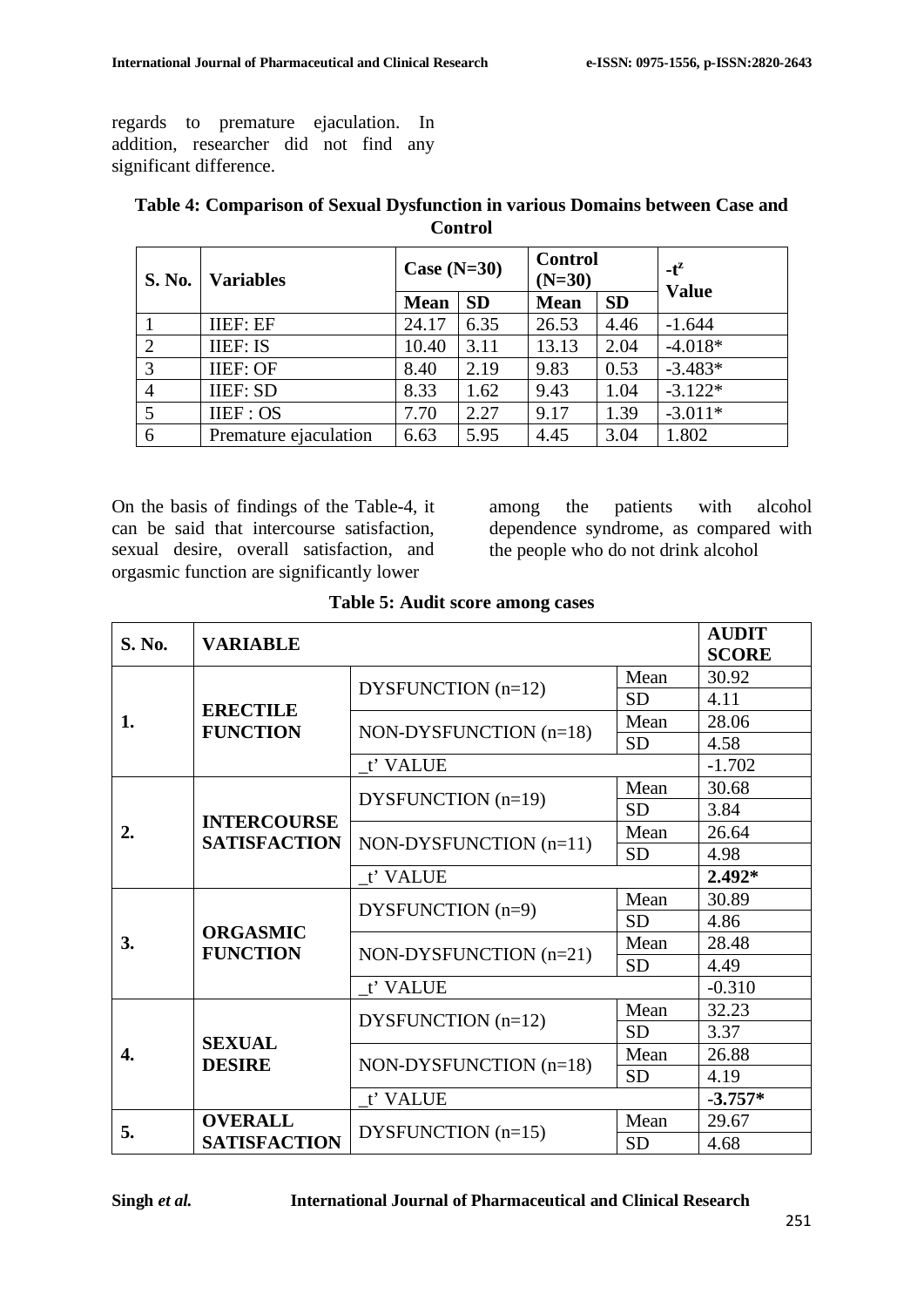regards to premature ejaculation. In addition, researcher did not find any significant difference.

**Table 4: Comparison of Sexual Dysfunction in various Domains between Case and Control**

| S. No. | Variables | Case (N=30) | | Control (N=30) | | $-t^z$ Value |
|---|---|---|---|---|---|---|
| | | Mean | SD | Mean | SD | |
| 1 | IIEF: EF | 24.17 | 6.35 | 26.53 | 4.46 | -1.644 |
| 2 | IIEF: IS | 10.40 | 3.11 | 13.13 | 2.04 | -4.018* |
| 3 | IIEF: OF | 8.40 | 2.19 | 9.83 | 0.53 | -3.483* |
| 4 | IIEF: SD | 8.33 | 1.62 | 9.43 | 1.04 | -3.122* |
| 5 | IIEF : OS | 7.70 | 2.27 | 9.17 | 1.39 | -3.011* |
| 6 | Premature ejaculation | 6.63 | 5.95 | 4.45 | 3.04 | 1.802 |

On the basis of findings of the Table-4, it can be said that intercourse satisfaction, sexual desire, overall satisfaction, and orgasmic function are significantly lower among the patients with alcohol dependence syndrome, as compared with the people who do not drink alcohol

**Table 5: Audit score among cases**

| S. No. | VARIABLE | | | AUDIT SCORE |
|---|---|---|---|---|
| **1.** | **ERECTILE FUNCTION** | DYSFUNCTION (n=12) | Mean | 30.92 |
| | | | SD | 4.11 |
| | | NON-DYSFUNCTION (n=18) | Mean | 28.06 |
| | | | SD | 4.58 |
| | | _t' VALUE | | -1.702 |
| **2.** | **INTERCOURSE SATISFACTION** | DYSFUNCTION (n=19) | Mean | 30.68 |
| | | | SD | 3.84 |
| | | NON-DYSFUNCTION (n=11) | Mean | 26.64 |
| | | | SD | 4.98 |
| | | _t' VALUE | | **2.492*** |
| **3.** | **ORGASMIC FUNCTION** | DYSFUNCTION (n=9) | Mean | 30.89 |
| | | | SD | 4.86 |
| | | NON-DYSFUNCTION (n=21) | Mean | 28.48 |
| | | | SD | 4.49 |
| | | _t' VALUE | | -0.310 |
| **4.** | **SEXUAL DESIRE** | DYSFUNCTION (n=12) | Mean | 32.23 |
| | | | SD | 3.37 |
| | | NON-DYSFUNCTION (n=18) | Mean | 26.88 |
| | | | SD | 4.19 |
| | | _t' VALUE | | **-3.757*** |
| **5.** | **OVERALL SATISFACTION** | DYSFUNCTION (n=15) | Mean | 29.67 |
| | | | SD | 4.68 |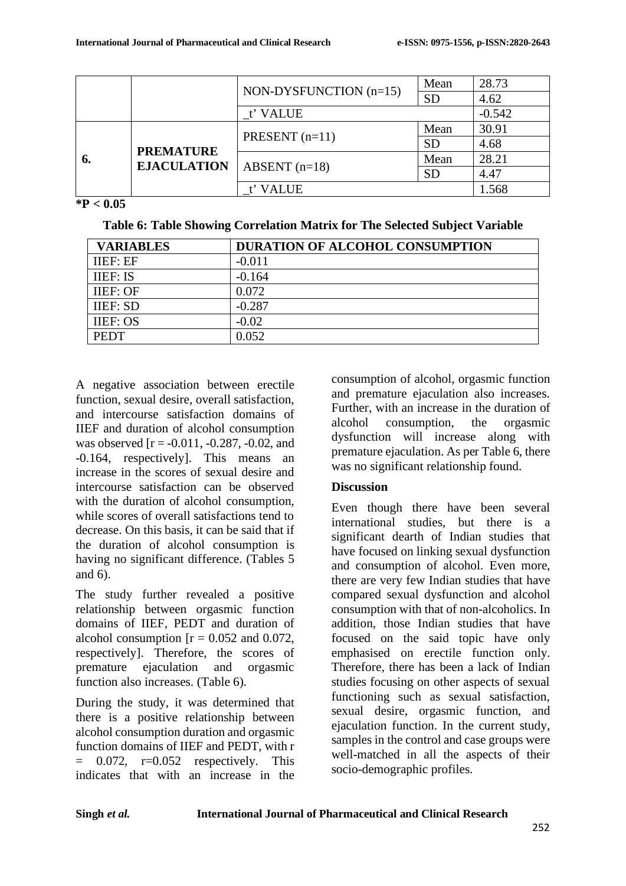| | | | | |
|---|---|---|---|---|
| | | NON-DYSFUNCTION (n=15) | Mean | 28.73 |
| | | | SD | 4.62 |
| | | _t' VALUE | | -0.542 |
| 6. | PREMATURE EJACULATION | PRESENT (n=11) | Mean | 30.91 |
| | | | SD | 4.68 |
| | | ABSENT (n=18) | Mean | 28.21 |
| | | | SD | 4.47 |
| | | _t' VALUE | | 1.568 |

***P < 0.05**

**Table 6: Table Showing Correlation Matrix for The Selected Subject Variable**

| VARIABLES | DURATION OF ALCOHOL CONSUMPTION |
|---|---|
| IIEF: EF | -0.011 |
| IIEF: IS | -0.164 |
| IIEF: OF | 0.072 |
| IIEF: SD | -0.287 |
| IIEF: OS | -0.02 |
| PEDT | 0.052 |

A negative association between erectile function, sexual desire, overall satisfaction, and intercourse satisfaction domains of IIEF and duration of alcohol consumption was observed [r = -0.011, -0.287, -0.02, and -0.164, respectively]. This means an increase in the scores of sexual desire and intercourse satisfaction can be observed with the duration of alcohol consumption, while scores of overall satisfactions tend to decrease. On this basis, it can be said that if the duration of alcohol consumption is having no significant difference. (Tables 5 and 6).

The study further revealed a positive relationship between orgasmic function domains of IIEF, PEDT and duration of alcohol consumption [r = 0.052 and 0.072, respectively]. Therefore, the scores of premature ejaculation and orgasmic function also increases. (Table 6).

During the study, it was determined that there is a positive relationship between alcohol consumption duration and orgasmic function domains of IIEF and PEDT, with r = 0.072, r=0.052 respectively. This indicates that with an increase in the consumption of alcohol, orgasmic function and premature ejaculation also increases. Further, with an increase in the duration of alcohol consumption, the orgasmic dysfunction will increase along with premature ejaculation. As per Table 6, there was no significant relationship found.

## Discussion

Even though there have been several international studies, but there is a significant dearth of Indian studies that have focused on linking sexual dysfunction and consumption of alcohol. Even more, there are very few Indian studies that have compared sexual dysfunction and alcohol consumption with that of non-alcoholics. In addition, those Indian studies that have focused on the said topic have only emphasised on erectile function only. Therefore, there has been a lack of Indian studies focusing on other aspects of sexual functioning such as sexual satisfaction, sexual desire, orgasmic function, and ejaculation function. In the current study, samples in the control and case groups were well-matched in all the aspects of their socio-demographic profiles.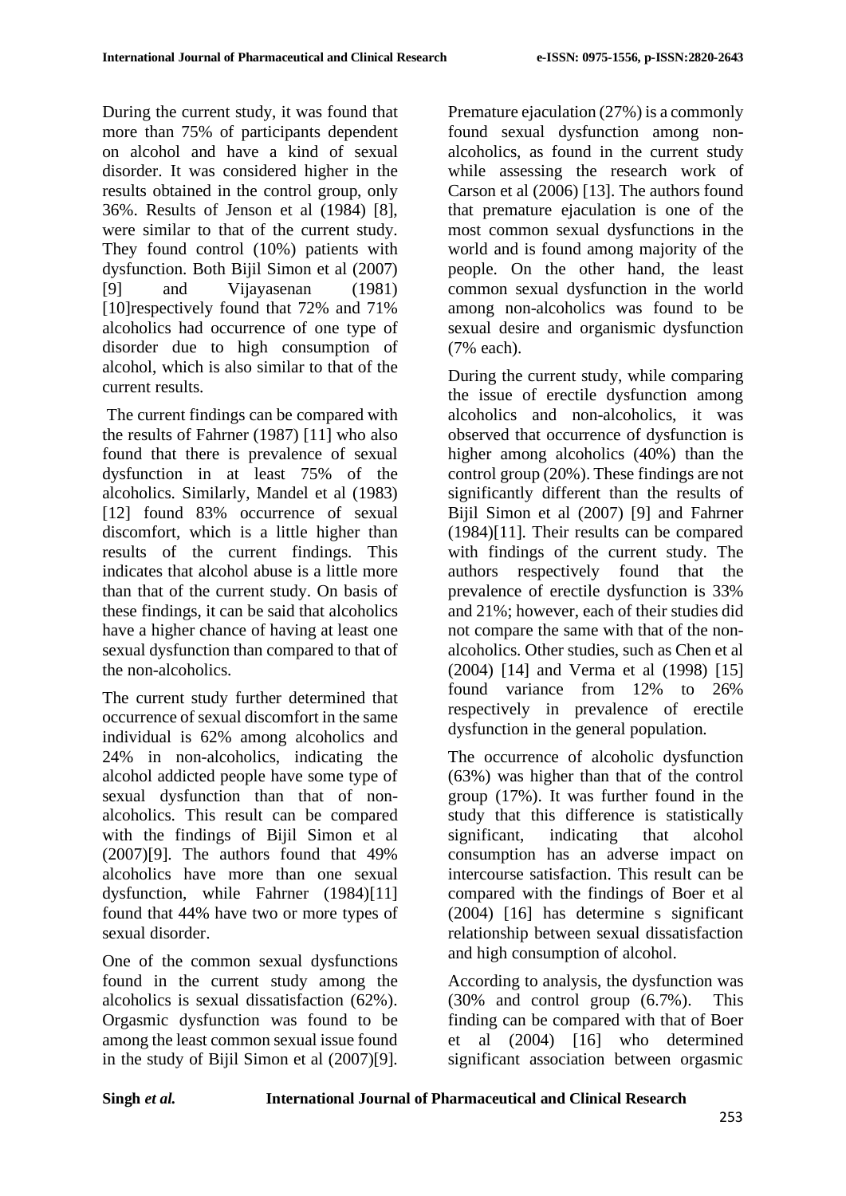During the current study, it was found that more than 75% of participants dependent on alcohol and have a kind of sexual disorder. It was considered higher in the results obtained in the control group, only 36%. Results of Jenson et al (1984) [8], were similar to that of the current study. They found control (10%) patients with dysfunction. Both Bijil Simon et al (2007) [9] and Vijayasenan (1981) [10]respectively found that 72% and 71% alcoholics had occurrence of one type of disorder due to high consumption of alcohol, which is also similar to that of the current results.

The current findings can be compared with the results of Fahrner (1987) [11] who also found that there is prevalence of sexual dysfunction in at least 75% of the alcoholics. Similarly, Mandel et al (1983) [12] found 83% occurrence of sexual discomfort, which is a little higher than results of the current findings. This indicates that alcohol abuse is a little more than that of the current study. On basis of these findings, it can be said that alcoholics have a higher chance of having at least one sexual dysfunction than compared to that of the non-alcoholics.

The current study further determined that occurrence of sexual discomfort in the same individual is 62% among alcoholics and 24% in non-alcoholics, indicating the alcohol addicted people have some type of sexual dysfunction than that of non-alcoholics. This result can be compared with the findings of Bijil Simon et al (2007)[9]. The authors found that 49% alcoholics have more than one sexual dysfunction, while Fahrner (1984)[11] found that 44% have two or more types of sexual disorder.

One of the common sexual dysfunctions found in the current study among the alcoholics is sexual dissatisfaction (62%). Orgasmic dysfunction was found to be among the least common sexual issue found in the study of Bijil Simon et al (2007)[9].

Premature ejaculation (27%) is a commonly found sexual dysfunction among non-alcoholics, as found in the current study while assessing the research work of Carson et al (2006) [13]. The authors found that premature ejaculation is one of the most common sexual dysfunctions in the world and is found among majority of the people. On the other hand, the least common sexual dysfunction in the world among non-alcoholics was found to be sexual desire and organismic dysfunction (7% each).

During the current study, while comparing the issue of erectile dysfunction among alcoholics and non-alcoholics, it was observed that occurrence of dysfunction is higher among alcoholics (40%) than the control group (20%). These findings are not significantly different than the results of Bijil Simon et al (2007) [9] and Fahrner (1984)[11]. Their results can be compared with findings of the current study. The authors respectively found that the prevalence of erectile dysfunction is 33% and 21%; however, each of their studies did not compare the same with that of the non-alcoholics. Other studies, such as Chen et al (2004) [14] and Verma et al (1998) [15] found variance from 12% to 26% respectively in prevalence of erectile dysfunction in the general population.

The occurrence of alcoholic dysfunction (63%) was higher than that of the control group (17%). It was further found in the study that this difference is statistically significant, indicating that alcohol consumption has an adverse impact on intercourse satisfaction. This result can be compared with the findings of Boer et al (2004) [16] has determine s significant relationship between sexual dissatisfaction and high consumption of alcohol.

According to analysis, the dysfunction was (30% and control group (6.7%). This finding can be compared with that of Boer et al (2004) [16] who determined significant association between orgasmic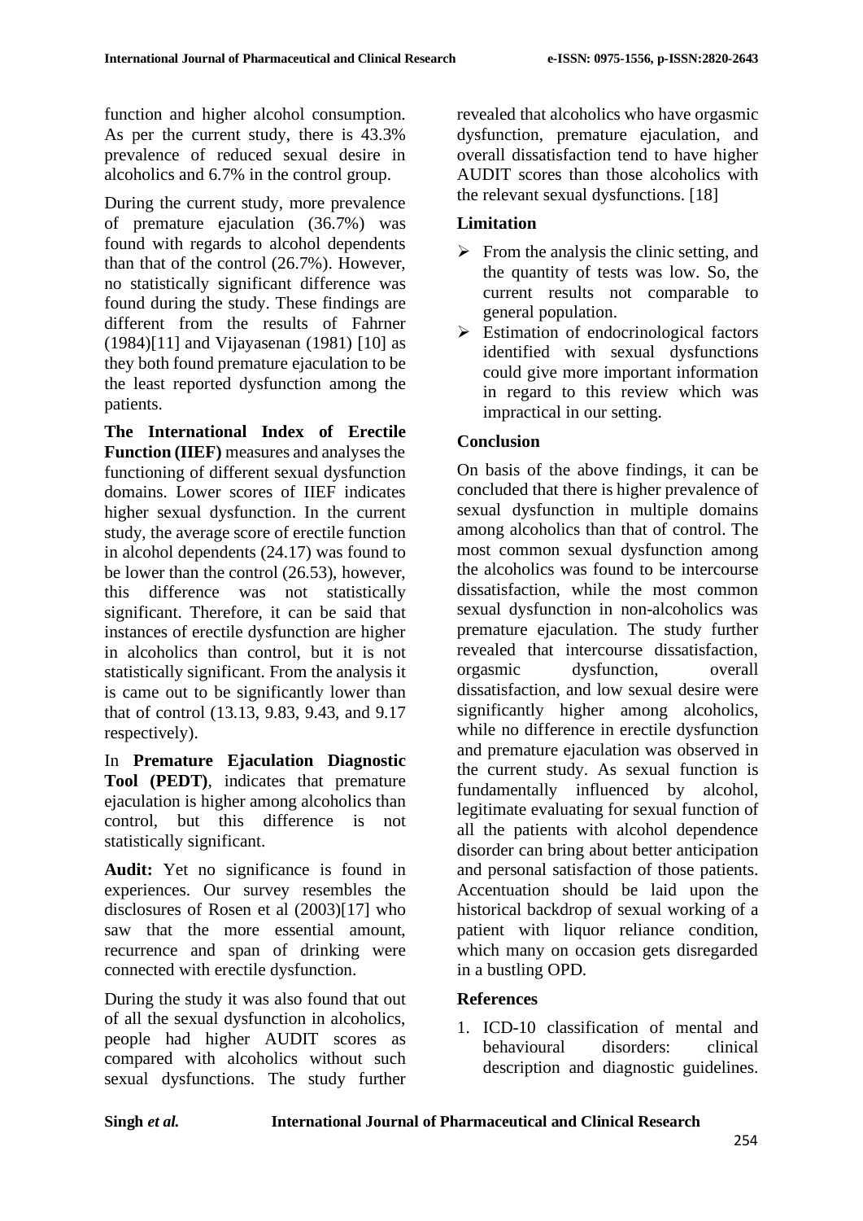function and higher alcohol consumption. As per the current study, there is 43.3% prevalence of reduced sexual desire in alcoholics and 6.7% in the control group.

During the current study, more prevalence of premature ejaculation (36.7%) was found with regards to alcohol dependents than that of the control (26.7%). However, no statistically significant difference was found during the study. These findings are different from the results of Fahrner (1984)[11] and Vijayasenan (1981) [10] as they both found premature ejaculation to be the least reported dysfunction among the patients.

**The International Index of Erectile Function (IIEF)** measures and analyses the functioning of different sexual dysfunction domains. Lower scores of IIEF indicates higher sexual dysfunction. In the current study, the average score of erectile function in alcohol dependents (24.17) was found to be lower than the control (26.53), however, this difference was not statistically significant. Therefore, it can be said that instances of erectile dysfunction are higher in alcoholics than control, but it is not statistically significant. From the analysis it is came out to be significantly lower than that of control (13.13, 9.83, 9.43, and 9.17 respectively).

In **Premature Ejaculation Diagnostic Tool (PEDT)**, indicates that premature ejaculation is higher among alcoholics than control, but this difference is not statistically significant.

**Audit:** Yet no significance is found in experiences. Our survey resembles the disclosures of Rosen et al (2003)[17] who saw that the more essential amount, recurrence and span of drinking were connected with erectile dysfunction.

During the study it was also found that out of all the sexual dysfunction in alcoholics, people had higher AUDIT scores as compared with alcoholics without such sexual dysfunctions. The study further revealed that alcoholics who have orgasmic dysfunction, premature ejaculation, and overall dissatisfaction tend to have higher AUDIT scores than those alcoholics with the relevant sexual dysfunctions. [18]

## Limitation

- From the analysis the clinic setting, and the quantity of tests was low. So, the current results not comparable to general population.
- Estimation of endocrinological factors identified with sexual dysfunctions could give more important information in regard to this review which was impractical in our setting.

## Conclusion

On basis of the above findings, it can be concluded that there is higher prevalence of sexual dysfunction in multiple domains among alcoholics than that of control. The most common sexual dysfunction among the alcoholics was found to be intercourse dissatisfaction, while the most common sexual dysfunction in non-alcoholics was premature ejaculation. The study further revealed that intercourse dissatisfaction, orgasmic dysfunction, overall dissatisfaction, and low sexual desire were significantly higher among alcoholics, while no difference in erectile dysfunction and premature ejaculation was observed in the current study. As sexual function is fundamentally influenced by alcohol, legitimate evaluating for sexual function of all the patients with alcohol dependence disorder can bring about better anticipation and personal satisfaction of those patients. Accentuation should be laid upon the historical backdrop of sexual working of a patient with liquor reliance condition, which many on occasion gets disregarded in a bustling OPD.

## References

1. ICD-10 classification of mental and behavioural disorders: clinical description and diagnostic guidelines.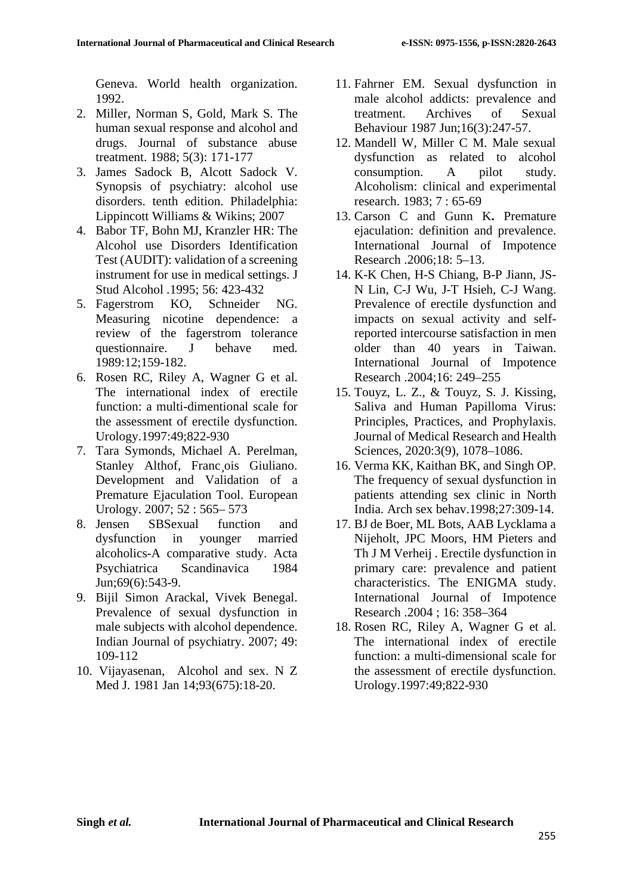Geneva. World health organization. 1992.

2. Miller, Norman S, Gold, Mark S. The human sexual response and alcohol and drugs. Journal of substance abuse treatment. 1988; 5(3): 171-177
3. James Sadock B, Alcott Sadock V. Synopsis of psychiatry: alcohol use disorders. tenth edition. Philadelphia: Lippincott Williams & Wikins; 2007
4. Babor TF, Bohn MJ, Kranzler HR: The Alcohol use Disorders Identification Test (AUDIT): validation of a screening instrument for use in medical settings. J Stud Alcohol .1995; 56: 423-432
5. Fagerstrom KO, Schneider NG. Measuring nicotine dependence: a review of the fagerstrom tolerance questionnaire. J behave med. 1989:12;159-182.
6. Rosen RC, Riley A, Wagner G et al. The international index of erectile function: a multi-dimentional scale for the assessment of erectile dysfunction. Urology.1997:49;822-930
7. Tara Symonds, Michael A. Perelman, Stanley Althof, Franc¸ois Giuliano. Development and Validation of a Premature Ejaculation Tool. European Urology. 2007; 52 : 565– 573
8. Jensen SBSexual function and dysfunction in younger married alcoholics-A comparative study. Acta Psychiatrica Scandinavica 1984 Jun;69(6):543-9.
9. Bijil Simon Arackal, Vivek Benegal. Prevalence of sexual dysfunction in male subjects with alcohol dependence. Indian Journal of psychiatry. 2007; 49: 109-112
10. Vijayasenan, Alcohol and sex. N Z Med J. 1981 Jan 14;93(675):18-20.
11. Fahrner EM. Sexual dysfunction in male alcohol addicts: prevalence and treatment. Archives of Sexual Behaviour 1987 Jun;16(3):247-57.
12. Mandell W, Miller C M. Male sexual dysfunction as related to alcohol consumption. A pilot study. Alcoholism: clinical and experimental research. 1983; 7 : 65-69
13. Carson C and Gunn K**.** Premature ejaculation: definition and prevalence. International Journal of Impotence Research .2006;18: 5–13.
14. K-K Chen, H-S Chiang, B-P Jiann, JS-N Lin, C-J Wu, J-T Hsieh, C-J Wang. Prevalence of erectile dysfunction and impacts on sexual activity and self-reported intercourse satisfaction in men older than 40 years in Taiwan. International Journal of Impotence Research .2004;16: 249–255
15. Touyz, L. Z., & Touyz, S. J. Kissing, Saliva and Human Papilloma Virus: Principles, Practices, and Prophylaxis. Journal of Medical Research and Health Sciences, 2020:3(9), 1078–1086.
16. Verma KK, Kaithan BK, and Singh OP. The frequency of sexual dysfunction in patients attending sex clinic in North India. Arch sex behav.1998;27:309-14.
17. BJ de Boer, ML Bots, AAB Lycklama a Nijeholt, JPC Moors, HM Pieters and Th J M Verheij . Erectile dysfunction in primary care: prevalence and patient characteristics. The ENIGMA study. International Journal of Impotence Research .2004 ; 16: 358–364
18. Rosen RC, Riley A, Wagner G et al. The international index of erectile function: a multi-dimensional scale for the assessment of erectile dysfunction. Urology.1997:49;822-930